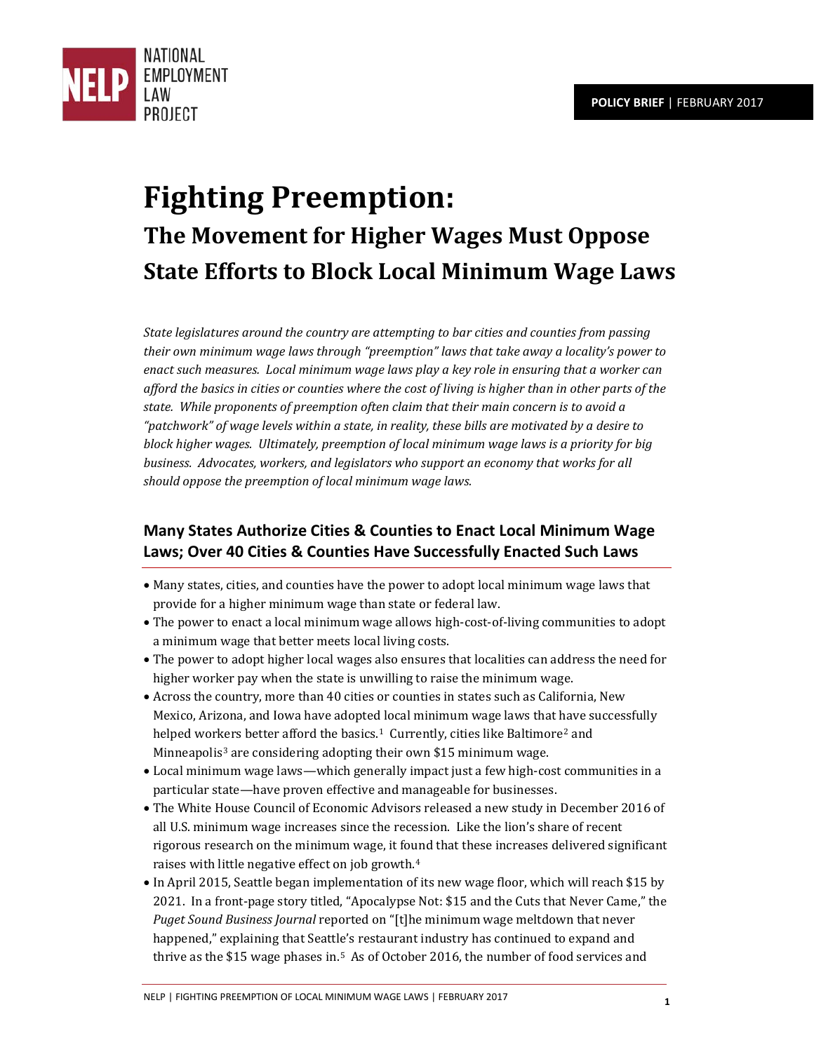NATIONAL EMPLOYMENT LAW PROJECT

**POLICY BRIEF** | FEBRUARY 2017

# Fighting Preemption:

## The Movement for Higher Wages Must Oppose State Efforts to Block Local Minimum Wage Laws

*State legislatures around the country are attempting to bar cities and counties from passing their own minimum wage laws through "preemption" laws that take away a locality's power to enact such measures. Local minimum wage laws play a key role in ensuring that a worker can afford the basics in cities or counties where the cost of living is higher than in other parts of the state. While proponents of preemption often claim that their main concern is to avoid a "patchwork" of wage levels within a state, in reality, these bills are motivated by a desire to block higher wages. Ultimately, preemption of local minimum wage laws is a priority for big business. Advocates, workers, and legislators who support an economy that works for all should oppose the preemption of local minimum wage laws.*

### Many States Authorize Cities & Counties to Enact Local Minimum Wage Laws; Over 40 Cities & Counties Have Successfully Enacted Such Laws

- Many states, cities, and counties have the power to adopt local minimum wage laws that provide for a higher minimum wage than state or federal law.
- The power to enact a local minimum wage allows high-cost-of-living communities to adopt a minimum wage that better meets local living costs.
- The power to adopt higher local wages also ensures that localities can address the need for higher worker pay when the state is unwilling to raise the minimum wage.
- Across the country, more than 40 cities or counties in states such as California, New Mexico, Arizona, and Iowa have adopted local minimum wage laws that have successfully helped workers better afford the basics.[1] Currently, cities like Baltimore[2] and Minneapolis[3] are considering adopting their own $15 minimum wage.
- Local minimum wage laws—which generally impact just a few high-cost communities in a particular state—have proven effective and manageable for businesses.
- The White House Council of Economic Advisors released a new study in December 2016 of all U.S. minimum wage increases since the recession. Like the lion's share of recent rigorous research on the minimum wage, it found that these increases delivered significant raises with little negative effect on job growth.[4]
- In April 2015, Seattle began implementation of its new wage floor, which will reach $15 by 2021. In a front-page story titled, "Apocalypse Not: $15 and the Cuts that Never Came," the *Puget Sound Business Journal* reported on "[t]he minimum wage meltdown that never happened," explaining that Seattle's restaurant industry has continued to expand and thrive as the $15 wage phases in.[5] As of October 2016, the number of food services and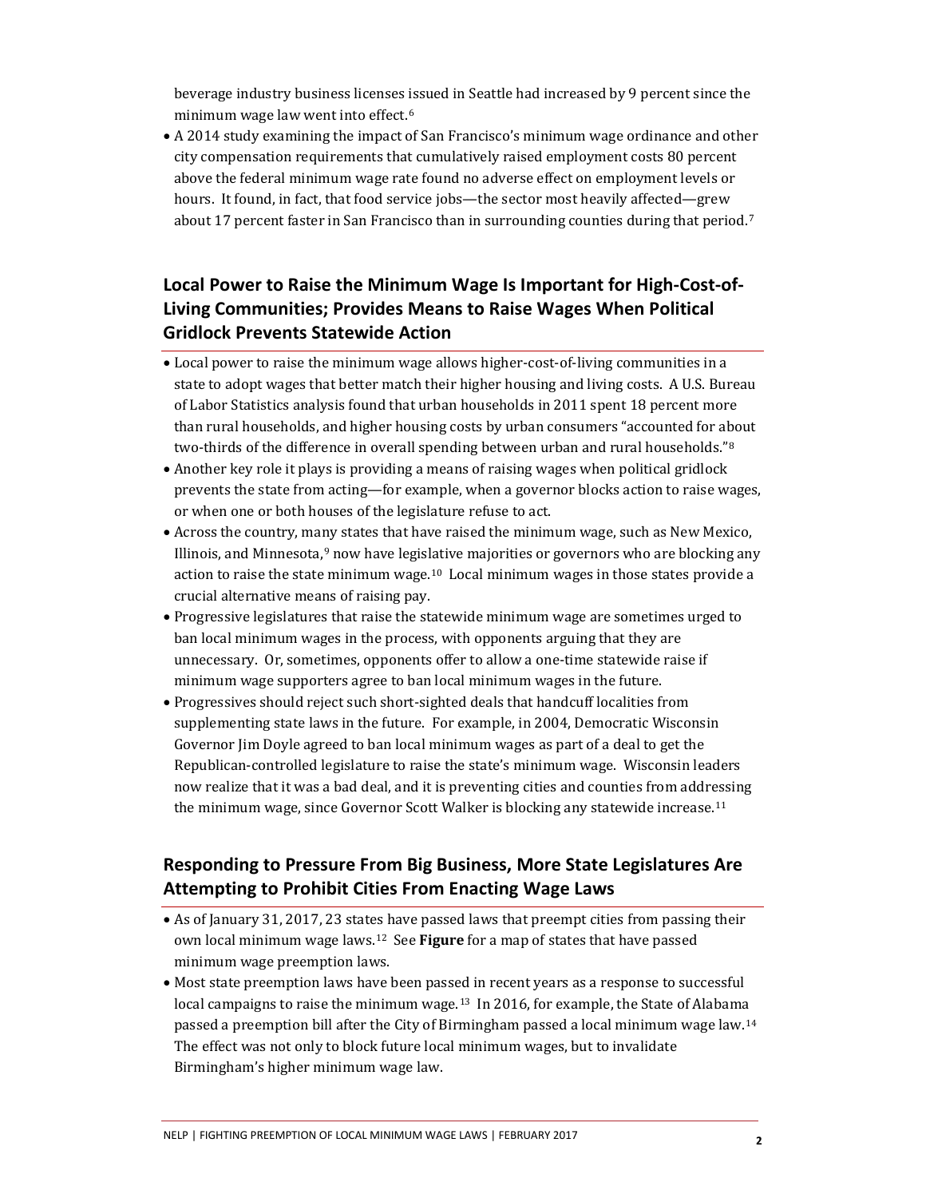beverage industry business licenses issued in Seattle had increased by 9 percent since the minimum wage law went into effect.[6]

- A 2014 study examining the impact of San Francisco's minimum wage ordinance and other city compensation requirements that cumulatively raised employment costs 80 percent above the federal minimum wage rate found no adverse effect on employment levels or hours. It found, in fact, that food service jobs—the sector most heavily affected—grew about 17 percent faster in San Francisco than in surrounding counties during that period.[7]

## Local Power to Raise the Minimum Wage Is Important for High-Cost-of-Living Communities; Provides Means to Raise Wages When Political Gridlock Prevents Statewide Action

- Local power to raise the minimum wage allows higher-cost-of-living communities in a state to adopt wages that better match their higher housing and living costs. A U.S. Bureau of Labor Statistics analysis found that urban households in 2011 spent 18 percent more than rural households, and higher housing costs by urban consumers "accounted for about two-thirds of the difference in overall spending between urban and rural households."[8]
- Another key role it plays is providing a means of raising wages when political gridlock prevents the state from acting—for example, when a governor blocks action to raise wages, or when one or both houses of the legislature refuse to act.
- Across the country, many states that have raised the minimum wage, such as New Mexico, Illinois, and Minnesota,[9] now have legislative majorities or governors who are blocking any action to raise the state minimum wage.[10] Local minimum wages in those states provide a crucial alternative means of raising pay.
- Progressive legislatures that raise the statewide minimum wage are sometimes urged to ban local minimum wages in the process, with opponents arguing that they are unnecessary. Or, sometimes, opponents offer to allow a one-time statewide raise if minimum wage supporters agree to ban local minimum wages in the future.
- Progressives should reject such short-sighted deals that handcuff localities from supplementing state laws in the future. For example, in 2004, Democratic Wisconsin Governor Jim Doyle agreed to ban local minimum wages as part of a deal to get the Republican-controlled legislature to raise the state's minimum wage. Wisconsin leaders now realize that it was a bad deal, and it is preventing cities and counties from addressing the minimum wage, since Governor Scott Walker is blocking any statewide increase.[11]

## Responding to Pressure From Big Business, More State Legislatures Are Attempting to Prohibit Cities From Enacting Wage Laws

- As of January 31, 2017, 23 states have passed laws that preempt cities from passing their own local minimum wage laws.[12] See **Figure** for a map of states that have passed minimum wage preemption laws.
- Most state preemption laws have been passed in recent years as a response to successful local campaigns to raise the minimum wage.[13] In 2016, for example, the State of Alabama passed a preemption bill after the City of Birmingham passed a local minimum wage law.[14] The effect was not only to block future local minimum wages, but to invalidate Birmingham's higher minimum wage law.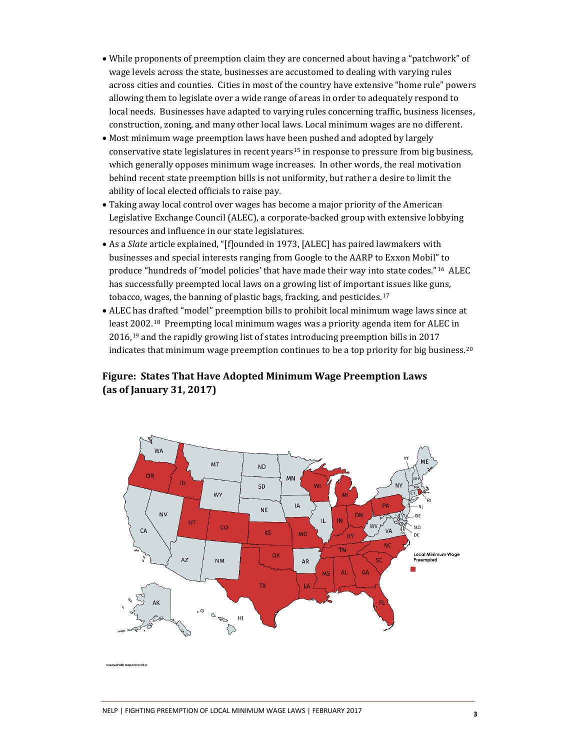- While proponents of preemption claim they are concerned about having a "patchwork" of wage levels across the state, businesses are accustomed to dealing with varying rules across cities and counties. Cities in most of the country have extensive "home rule" powers allowing them to legislate over a wide range of areas in order to adequately respond to local needs. Businesses have adapted to varying rules concerning traffic, business licenses, construction, zoning, and many other local laws. Local minimum wages are no different.
- Most minimum wage preemption laws have been pushed and adopted by largely conservative state legislatures in recent years[15] in response to pressure from big business, which generally opposes minimum wage increases. In other words, the real motivation behind recent state preemption bills is not uniformity, but rather a desire to limit the ability of local elected officials to raise pay.
- Taking away local control over wages has become a major priority of the American Legislative Exchange Council (ALEC), a corporate-backed group with extensive lobbying resources and influence in our state legislatures.
- As a *Slate* article explained, "[f]ounded in 1973, [ALEC] has paired lawmakers with businesses and special interests ranging from Google to the AARP to Exxon Mobil" to produce "hundreds of 'model policies' that have made their way into state codes."[16] ALEC has successfully preempted local laws on a growing list of important issues like guns, tobacco, wages, the banning of plastic bags, fracking, and pesticides.[17]
- ALEC has drafted "model" preemption bills to prohibit local minimum wage laws since at least 2002.[18] Preempting local minimum wages was a priority agenda item for ALEC in 2016,[19] and the rapidly growing list of states introducing preemption bills in 2017 indicates that minimum wage preemption continues to be a top priority for big business.[20]

### Figure: States That Have Adopted Minimum Wage Preemption Laws (as of January 31, 2017)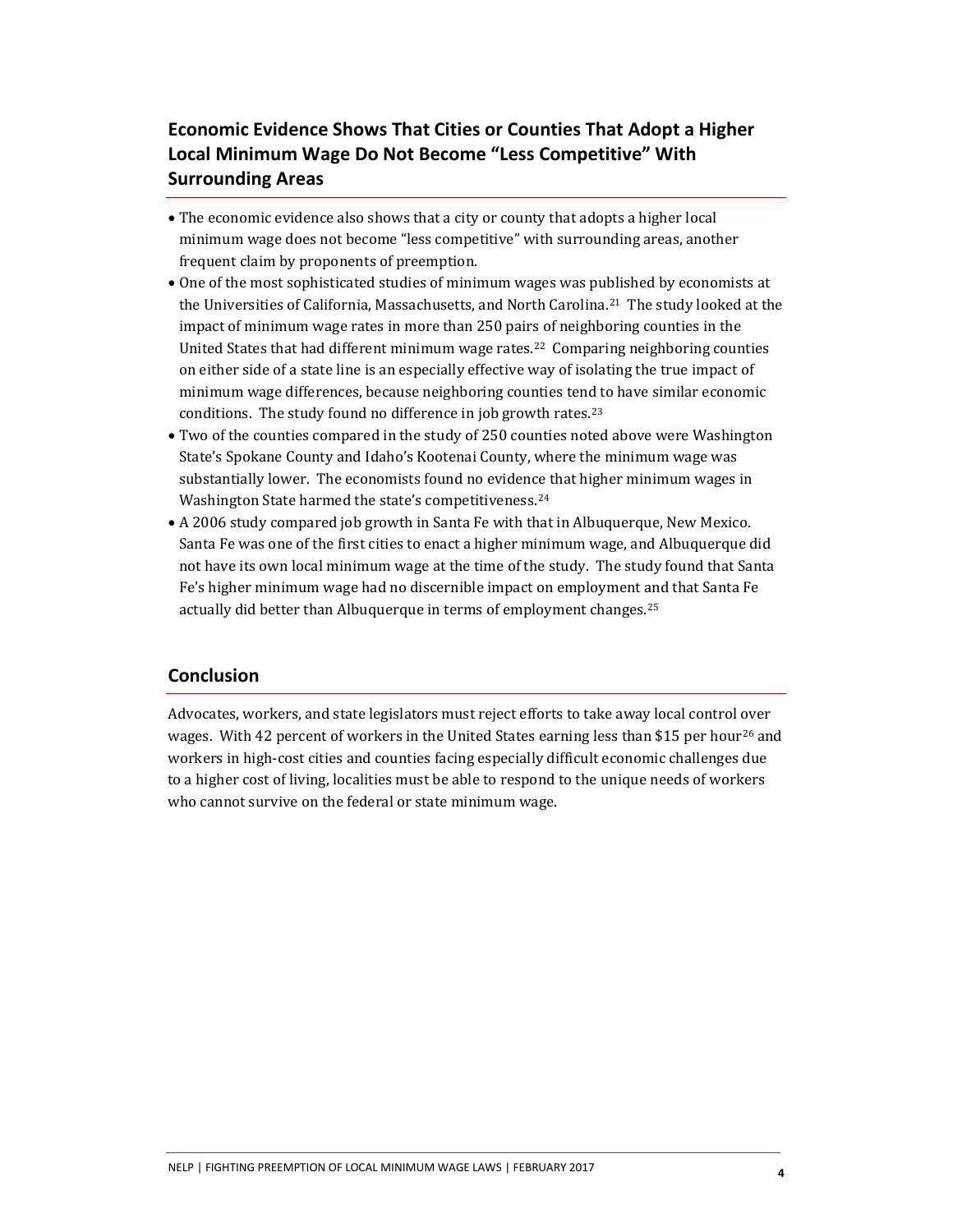## Economic Evidence Shows That Cities or Counties That Adopt a Higher Local Minimum Wage Do Not Become "Less Competitive" With Surrounding Areas

- The economic evidence also shows that a city or county that adopts a higher local minimum wage does not become "less competitive" with surrounding areas, another frequent claim by proponents of preemption.
- One of the most sophisticated studies of minimum wages was published by economists at the Universities of California, Massachusetts, and North Carolina.[21] The study looked at the impact of minimum wage rates in more than 250 pairs of neighboring counties in the United States that had different minimum wage rates.[22] Comparing neighboring counties on either side of a state line is an especially effective way of isolating the true impact of minimum wage differences, because neighboring counties tend to have similar economic conditions. The study found no difference in job growth rates.[23]
- Two of the counties compared in the study of 250 counties noted above were Washington State's Spokane County and Idaho's Kootenai County, where the minimum wage was substantially lower. The economists found no evidence that higher minimum wages in Washington State harmed the state's competitiveness.[24]
- A 2006 study compared job growth in Santa Fe with that in Albuquerque, New Mexico. Santa Fe was one of the first cities to enact a higher minimum wage, and Albuquerque did not have its own local minimum wage at the time of the study. The study found that Santa Fe's higher minimum wage had no discernible impact on employment and that Santa Fe actually did better than Albuquerque in terms of employment changes.[25]

## Conclusion

Advocates, workers, and state legislators must reject efforts to take away local control over wages. With 42 percent of workers in the United States earning less than $15 per hour[26] and workers in high-cost cities and counties facing especially difficult economic challenges due to a higher cost of living, localities must be able to respond to the unique needs of workers who cannot survive on the federal or state minimum wage.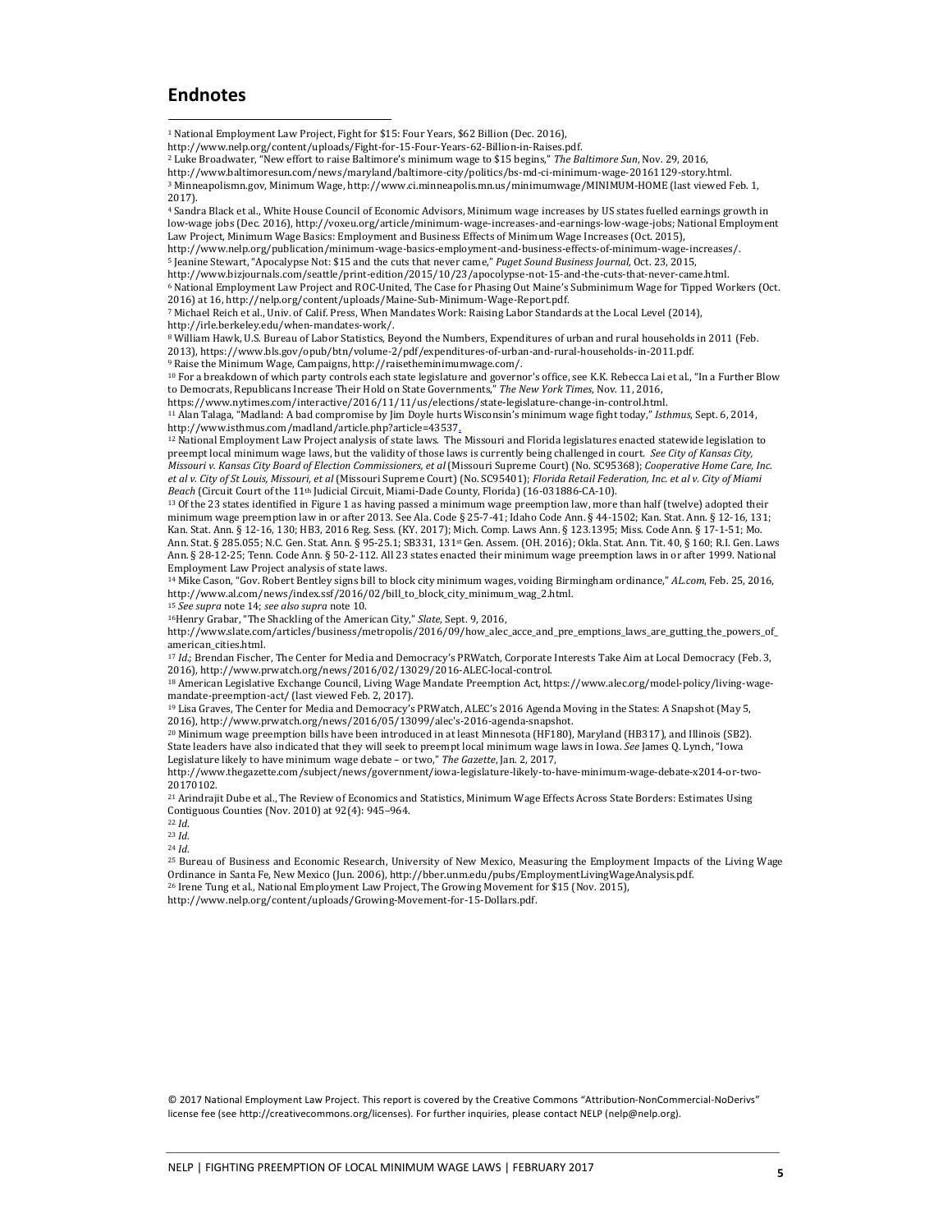## Endnotes

[1] National Employment Law Project, Fight for $15: Four Years, $62 Billion (Dec. 2016), http://www.nelp.org/content/uploads/Fight-for-15-Four-Years-62-Billion-in-Raises.pdf.

[2] Luke Broadwater, "New effort to raise Baltimore's minimum wage to $15 begins," *The Baltimore Sun*, Nov. 29, 2016, http://www.baltimoresun.com/news/maryland/baltimore-city/politics/bs-md-ci-minimum-wage-20161129-story.html.

[3] Minneapolismn.gov, Minimum Wage, http://www.ci.minneapolis.mn.us/minimumwage/MINIMUM-HOME (last viewed Feb. 1, 2017).

[4] Sandra Black et al., White House Council of Economic Advisors, Minimum wage increases by US states fuelled earnings growth in low-wage jobs (Dec. 2016), http://voxeu.org/article/minimum-wage-increases-and-earnings-low-wage-jobs; National Employment Law Project, Minimum Wage Basics: Employment and Business Effects of Minimum Wage Increases (Oct. 2015), http://www.nelp.org/publication/minimum-wage-basics-employment-and-business-effects-of-minimum-wage-increases/.

[5] Jeanine Stewart, "Apocalypse Not: $15 and the cuts that never came," *Puget Sound Business Journal*, Oct. 23, 2015, http://www.bizjournals.com/seattle/print-edition/2015/10/23/apocolypse-not-15-and-the-cuts-that-never-came.html.

[6] National Employment Law Project and ROC-United, The Case for Phasing Out Maine's Subminimum Wage for Tipped Workers (Oct. 2016) at 16, http://nelp.org/content/uploads/Maine-Sub-Minimum-Wage-Report.pdf.

[7] Michael Reich et al., Univ. of Calif. Press, When Mandates Work: Raising Labor Standards at the Local Level (2014), http://irle.berkeley.edu/when-mandates-work/.

[8] William Hawk, U.S. Bureau of Labor Statistics, Beyond the Numbers, Expenditures of urban and rural households in 2011 (Feb. 2013), https://www.bls.gov/opub/btn/volume-2/pdf/expenditures-of-urban-and-rural-households-in-2011.pdf.

[9] Raise the Minimum Wage, Campaigns, http://raisetheminimumwage.com/.

[10] For a breakdown of which party controls each state legislature and governor's office, see K.K. Rebecca Lai et al., "In a Further Blow to Democrats, Republicans Increase Their Hold on State Governments," *The New York Times*, Nov. 11, 2016, https://www.nytimes.com/interactive/2016/11/11/us/elections/state-legislature-change-in-control.html.

[11] Alan Talaga, "Madland: A bad compromise by Jim Doyle hurts Wisconsin's minimum wage fight today," *Isthmus*, Sept. 6, 2014, http://www.isthmus.com/madland/article.php?article=43537.

[12] National Employment Law Project analysis of state laws. The Missouri and Florida legislatures enacted statewide legislation to preempt local minimum wage laws, but the validity of those laws is currently being challenged in court. *See City of Kansas City, Missouri v. Kansas City Board of Election Commissioners, et al* (Missouri Supreme Court) (No. SC95368); *Cooperative Home Care, Inc. et al v. City of St Louis, Missouri, et al* (Missouri Supreme Court) (No. SC95401); *Florida Retail Federation, Inc. et al v. City of Miami Beach* (Circuit Court of the 11th Judicial Circuit, Miami-Dade County, Florida) (16-031886-CA-10).

[13] Of the 23 states identified in Figure 1 as having passed a minimum wage preemption law, more than half (twelve) adopted their minimum wage preemption law in or after 2013. See Ala. Code § 25-7-41; Idaho Code Ann. § 44-1502; Kan. Stat. Ann. § 12-16, 131; Kan. Stat. Ann. § 12-16, 130; HB3, 2016 Reg. Sess. (KY. 2017); Mich. Comp. Laws Ann. § 123.1395; Miss. Code Ann. § 17-1-51; Mo. Ann. Stat. § 285.055; N.C. Gen. Stat. Ann. § 95-25.1; SB331, 131st Gen. Assem. (OH. 2016); Okla. Stat. Ann. Tit. 40, § 160; R.I. Gen. Laws Ann. § 28-12-25; Tenn. Code Ann. § 50-2-112. All 23 states enacted their minimum wage preemption laws in or after 1999. National Employment Law Project analysis of state laws.

[14] Mike Cason, "Gov. Robert Bentley signs bill to block city minimum wages, voiding Birmingham ordinance," *AL.com*, Feb. 25, 2016, http://www.al.com/news/index.ssf/2016/02/bill_to_block_city_minimum_wag_2.html.

[15] *See supra* note 14; *see also supra* note 10.

[16] Henry Grabar, "The Shackling of the American City," *Slate*, Sept. 9, 2016, http://www.slate.com/articles/business/metropolis/2016/09/how_alec_acce_and_pre_emptions_laws_are_gutting_the_powers_of_american_cities.html.

[17] *Id*.; Brendan Fischer, The Center for Media and Democracy's PRWatch, Corporate Interests Take Aim at Local Democracy (Feb. 3, 2016), http://www.prwatch.org/news/2016/02/13029/2016-ALEC-local-control.

[18] American Legislative Exchange Council, Living Wage Mandate Preemption Act, https://www.alec.org/model-policy/living-wage-mandate-preemption-act/ (last viewed Feb. 2, 2017).

[19] Lisa Graves, The Center for Media and Democracy's PRWatch, ALEC's 2016 Agenda Moving in the States: A Snapshot (May 5, 2016), http://www.prwatch.org/news/2016/05/13099/alec's-2016-agenda-snapshot.

[20] Minimum wage preemption bills have been introduced in at least Minnesota (HF180), Maryland (HB317), and Illinois (SB2). State leaders have also indicated that they will seek to preempt local minimum wage laws in Iowa. *See* James Q. Lynch, "Iowa Legislature likely to have minimum wage debate – or two," *The Gazette*, Jan. 2, 2017, http://www.thegazette.com/subject/news/government/iowa-legislature-likely-to-have-minimum-wage-debate-x2014-or-two-20170102.

[21] Arindrajit Dube et al., The Review of Economics and Statistics, Minimum Wage Effects Across State Borders: Estimates Using Contiguous Counties (Nov. 2010) at 92(4): 945–964.

[22] *Id*.

[23] *Id*.

[24] *Id*.

[25] Bureau of Business and Economic Research, University of New Mexico, Measuring the Employment Impacts of the Living Wage Ordinance in Santa Fe, New Mexico (Jun. 2006), http://bber.unm.edu/pubs/EmploymentLivingWageAnalysis.pdf.

[26] Irene Tung et al., National Employment Law Project, The Growing Movement for $15 (Nov. 2015), http://www.nelp.org/content/uploads/Growing-Movement-for-15-Dollars.pdf.

© 2017 National Employment Law Project. This report is covered by the Creative Commons "Attribution-NonCommercial-NoDerivs" license fee (see http://creativecommons.org/licenses). For further inquiries, please contact NELP (nelp@nelp.org).